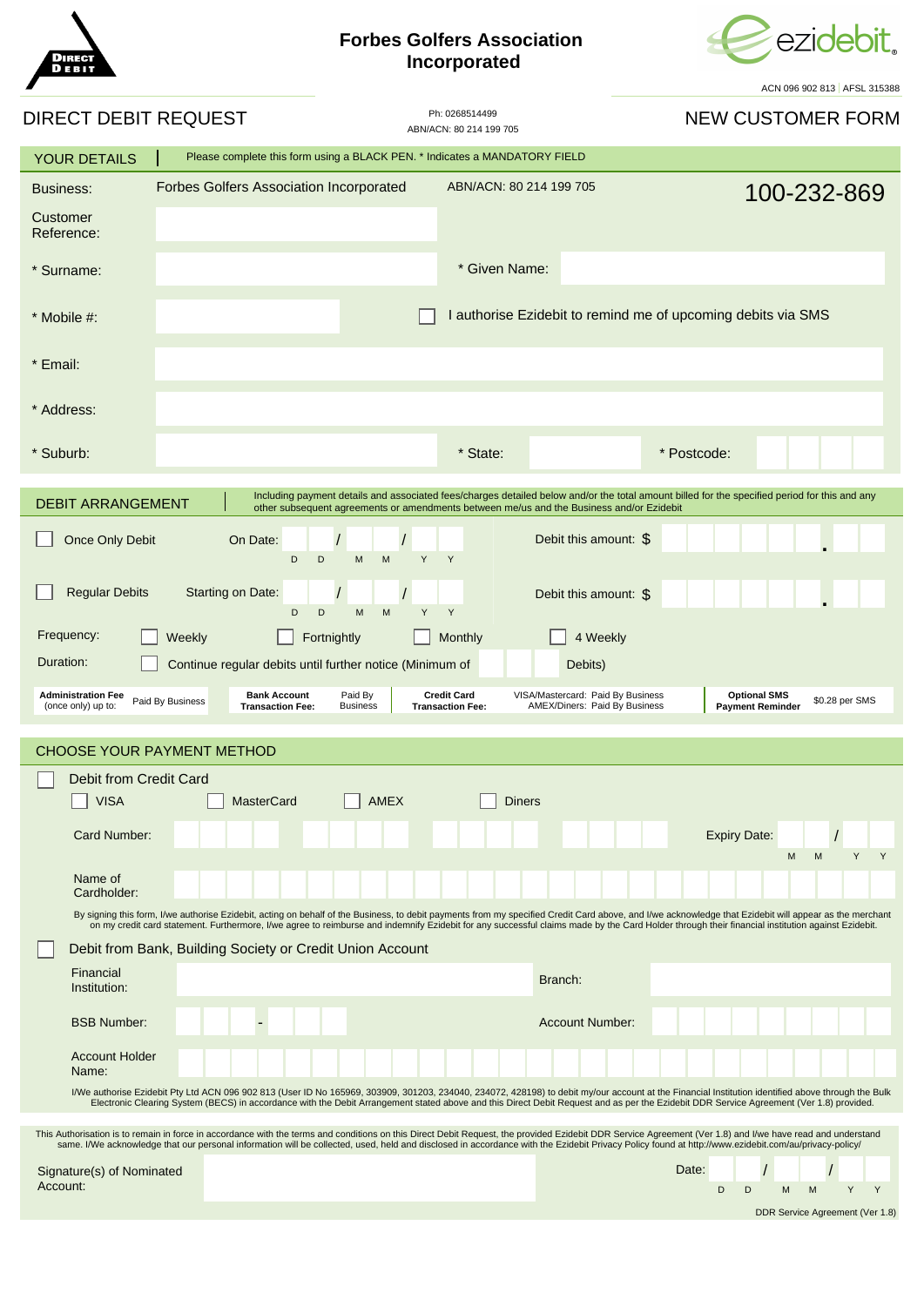DIRECT DEBIT

# Forbes Golfers Association Incorporated

ezidebit

ACN 096 902 813 | AFSL 315388

## DIRECT DEBIT REQUEST

Ph: 0268514499
ABN/ACN: 80 214 199 705

## NEW CUSTOMER FORM

### YOUR DETAILS

Please complete this form using a BLACK PEN. * Indicates a MANDATORY FIELD

Business: Forbes Golfers Association Incorporated    ABN/ACN: 80 214 199 705    **100-232-869**

Customer Reference:

* Surname:    * Given Name:

* Mobile #:    ☐ I authorise Ezidebit to remind me of upcoming debits via SMS

* Email:

* Address:

* Suburb:    * State:    * Postcode:

### DEBIT ARRANGEMENT

Including payment details and associated fees/charges detailed below and/or the total amount billed for the specified period for this and any other subsequent agreements or amendments between me/us and the Business and/or Ezidebit

☐ Once Only Debit    On Date: __ __ / __ __ / __ __ (D D / M M / Y Y)    Debit this amount: $ ______ . ___

☐ Regular Debits    Starting on Date: __ __ / __ __ / __ __ (D D / M M / Y Y)    Debit this amount: $ ______ . ___

Frequency: ☐ Weekly ☐ Fortnightly ☐ Monthly ☐ 4 Weekly

Duration: ☐ Continue regular debits until further notice (Minimum of ____ Debits)

| Administration Fee (once only) up to: | Paid By Business | Bank Account Transaction Fee: | Paid By Business | Credit Card Transaction Fee: | VISA/Mastercard: Paid By Business AMEX/Diners: Paid By Business | Optional SMS Payment Reminder | $0.28 per SMS |
|---|---|---|---|---|---|---|---|

### CHOOSE YOUR PAYMENT METHOD

☐ Debit from Credit Card

☐ VISA ☐ MasterCard ☐ AMEX ☐ Diners

Card Number:    Expiry Date: __ __ / __ __ (M M / Y Y)

Name of Cardholder:

By signing this form, I/we authorise Ezidebit, acting on behalf of the Business, to debit payments from my specified Credit Card above, and I/we acknowledge that Ezidebit will appear as the merchant on my credit card statement. Furthermore, I/we agree to reimburse and indemnify Ezidebit for any successful claims made by the Card Holder through their financial institution against Ezidebit.

☐ Debit from Bank, Building Society or Credit Union Account

Financial Institution:    Branch:

BSB Number: ___ - ___    Account Number:

Account Holder Name:

I/We authorise Ezidebit Pty Ltd ACN 096 902 813 (User ID No 165969, 303909, 301203, 234040, 234072, 428198) to debit my/our account at the Financial Institution identified above through the Bulk Electronic Clearing System (BECS) in accordance with the Debit Arrangement stated above and this Direct Debit Request and as per the Ezidebit DDR Service Agreement (Ver 1.8) provided.

This Authorisation is to remain in force in accordance with the terms and conditions on this Direct Debit Request, the provided Ezidebit DDR Service Agreement (Ver 1.8) and I/we have read and understand same. I/we acknowledge that our personal information will be collected, used, held and disclosed in accordance with the Ezidebit Privacy Policy found at http://www.ezidebit.com.au/privacy-policy/

Signature(s) of Nominated Account:    Date: __ __ / __ __ / __ __ (D D / M M / Y Y)

DDR Service Agreement (Ver 1.8)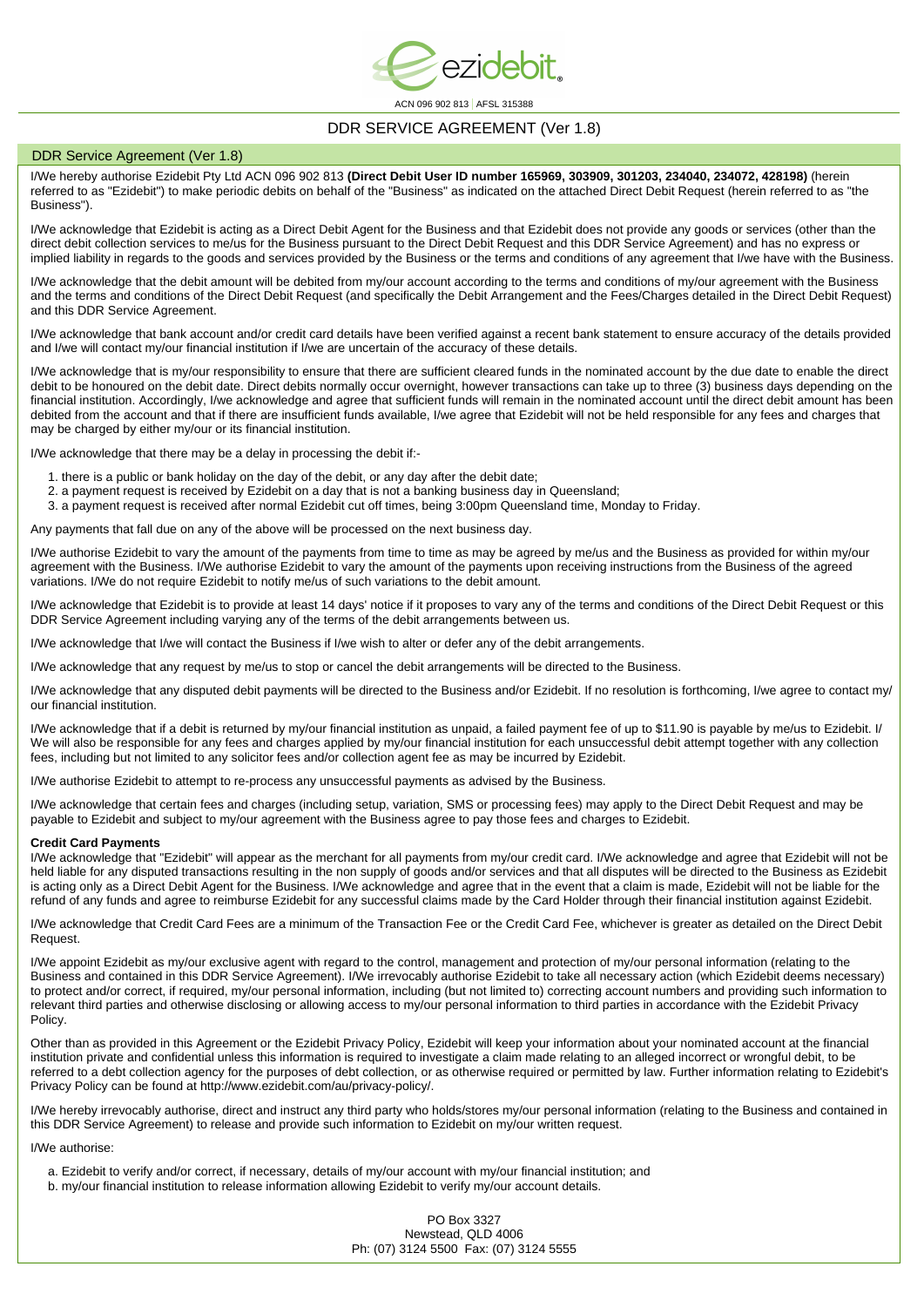ACN 096 902 813 | AFSL 315388

# DDR SERVICE AGREEMENT (Ver 1.8)

## DDR Service Agreement (Ver 1.8)

I/We hereby authorise Ezidebit Pty Ltd ACN 096 902 813 **(Direct Debit User ID number 165969, 303909, 301203, 234040, 234072, 428198)** (herein referred to as "Ezidebit") to make periodic debits on behalf of the "Business" as indicated on the attached Direct Debit Request (herein referred to as "the Business").

I/We acknowledge that Ezidebit is acting as a Direct Debit Agent for the Business and that Ezidebit does not provide any goods or services (other than the direct debit collection services to me/us for the Business pursuant to the Direct Debit Request and this DDR Service Agreement) and has no express or implied liability in regards to the goods and services provided by the Business or the terms and conditions of any agreement that I/we have with the Business.

I/We acknowledge that the debit amount will be debited from my/our account according to the terms and conditions of my/our agreement with the Business and the terms and conditions of the Direct Debit Request (and specifically the Debit Arrangement and the Fees/Charges detailed in the Direct Debit Request) and this DDR Service Agreement.

I/We acknowledge that bank account and/or credit card details have been verified against a recent bank statement to ensure accuracy of the details provided and I/we will contact my/our financial institution if I/we are uncertain of the accuracy of these details.

I/We acknowledge that is my/our responsibility to ensure that there are sufficient cleared funds in the nominated account by the due date to enable the direct debit to be honoured on the debit date. Direct debits normally occur overnight, however transactions can take up to three (3) business days depending on the financial institution. Accordingly, I/we acknowledge and agree that sufficient funds will remain in the nominated account until the direct debit amount has been debited from the account and that if there are insufficient funds available, I/we agree that Ezidebit will not be held responsible for any fees and charges that may be charged by either my/our or its financial institution.

I/We acknowledge that there may be a delay in processing the debit if:-

1. there is a public or bank holiday on the day of the debit, or any day after the debit date;
2. a payment request is received by Ezidebit on a day that is not a banking business day in Queensland;
3. a payment request is received after normal Ezidebit cut off times, being 3:00pm Queensland time, Monday to Friday.

Any payments that fall due on any of the above will be processed on the next business day.

I/We authorise Ezidebit to vary the amount of the payments from time to time as may be agreed by me/us and the Business as provided for within my/our agreement with the Business. I/We authorise Ezidebit to vary the amount of the payments upon receiving instructions from the Business of the agreed variations. I/We do not require Ezidebit to notify me/us of such variations to the debit amount.

I/We acknowledge that Ezidebit is to provide at least 14 days' notice if it proposes to vary any of the terms and conditions of the Direct Debit Request or this DDR Service Agreement including varying any of the terms of the debit arrangements between us.

I/We acknowledge that I/we will contact the Business if I/we wish to alter or defer any of the debit arrangements.

I/We acknowledge that any request by me/us to stop or cancel the debit arrangements will be directed to the Business.

I/We acknowledge that any disputed debit payments will be directed to the Business and/or Ezidebit. If no resolution is forthcoming, I/we agree to contact my/our financial institution.

I/We acknowledge that if a debit is returned by my/our financial institution as unpaid, a failed payment fee of up to $11.90 is payable by me/us to Ezidebit. I/We will also be responsible for any fees and charges applied by my/our financial institution for each unsuccessful debit attempt together with any collection fees, including but not limited to any solicitor fees and/or collection agent fee as may be incurred by Ezidebit.

I/We authorise Ezidebit to attempt to re-process any unsuccessful payments as advised by the Business.

I/We acknowledge that certain fees and charges (including setup, variation, SMS or processing fees) may apply to the Direct Debit Request and may be payable to Ezidebit and subject to my/our agreement with the Business agree to pay those fees and charges to Ezidebit.

**Credit Card Payments**

I/We acknowledge that "Ezidebit" will appear as the merchant for all payments from my/our credit card. I/We acknowledge and agree that Ezidebit will not be held liable for any disputed transactions resulting in the non supply of goods and/or services and that all disputes will be directed to the Business as Ezidebit is acting only as a Direct Debit Agent for the Business. I/We acknowledge and agree that in the event that a claim is made, Ezidebit will not be liable for the refund of any funds and agree to reimburse Ezidebit for any successful claims made by the Card Holder through their financial institution against Ezidebit.

I/We acknowledge that Credit Card Fees are a minimum of the Transaction Fee or the Credit Card Fee, whichever is greater as detailed on the Direct Debit Request.

I/We appoint Ezidebit as my/our exclusive agent with regard to the control, management and protection of my/our personal information (relating to the Business and contained in this DDR Service Agreement). I/We irrevocably authorise Ezidebit to take all necessary action (which Ezidebit deems necessary) to protect and/or correct, if required, my/our personal information, including (but not limited to) correcting account numbers and providing such information to relevant third parties and otherwise disclosing or allowing access to my/our personal information to third parties in accordance with the Ezidebit Privacy Policy.

Other than as provided in this Agreement or the Ezidebit Privacy Policy, Ezidebit will keep your information about your nominated account at the financial institution private and confidential unless this information is required to investigate a claim made relating to an alleged incorrect or wrongful debit, to be referred to a debt collection agency for the purposes of debt collection, or as otherwise required or permitted by law. Further information relating to Ezidebit's Privacy Policy can be found at http://www.ezidebit.com/au/privacy-policy/.

I/We hereby irrevocably authorise, direct and instruct any third party who holds/stores my/our personal information (relating to the Business and contained in this DDR Service Agreement) to release and provide such information to Ezidebit on my/our written request.

I/We authorise:

a. Ezidebit to verify and/or correct, if necessary, details of my/our account with my/our financial institution; and
b. my/our financial institution to release information allowing Ezidebit to verify my/our account details.

PO Box 3327
Newstead, QLD 4006
Ph: (07) 3124 5500 Fax: (07) 3124 5555